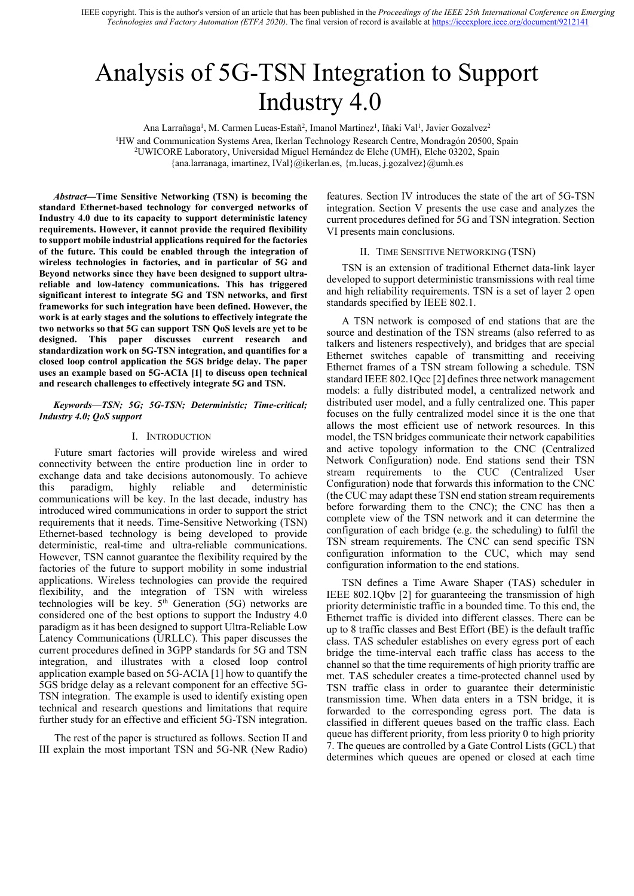IEEE copyright. This is the author's version of an article that has been published in the *Proceedings of the IEEE 25th International Conference on Emerging Technologies and Factory Automation (ETFA 2020)*. The final version of record is available at https://ieeexplore.ieee.org/document/9212141

# Analysis of 5G-TSN Integration to Support Industry 4.0

Ana Larrañaga[1], M. Carmen Lucas-Estañ[2], Imanol Martinez[1], Iñaki Val[1], Javier Gozalvez[2]

[1]HW and Communication Systems Area, Ikerlan Technology Research Centre, Mondragón 20500, Spain
[2]UWICORE Laboratory, Universidad Miguel Hernández de Elche (UMH), Elche 03202, Spain
{ana.larranaga, imartinez, IVal}@ikerlan.es, {m.lucas, j.gozalvez}@umh.es

***Abstract*—Time Sensitive Networking (TSN) is becoming the standard Ethernet-based technology for converged networks of Industry 4.0 due to its capacity to support deterministic latency requirements. However, it cannot provide the required flexibility to support mobile industrial applications required for the factories of the future. This could be enabled through the integration of wireless technologies in factories, and in particular of 5G and Beyond networks since they have been designed to support ultra-reliable and low-latency communications. This has triggered significant interest to integrate 5G and TSN networks, and first frameworks for such integration have been defined. However, the work is at early stages and the solutions to effectively integrate the two networks so that 5G can support TSN QoS levels are yet to be designed. This paper discusses current research and standardization work on 5G-TSN integration, and quantifies for a closed loop control application the 5GS bridge delay. The paper uses an example based on 5G-ACIA [1] to discuss open technical and research challenges to effectively integrate 5G and TSN.**

***Keywords—TSN; 5G; 5G-TSN; Deterministic; Time-critical; Industry 4.0; QoS support***

## I. Introduction

Future smart factories will provide wireless and wired connectivity between the entire production line in order to exchange data and take decisions autonomously. To achieve this paradigm, highly reliable and deterministic communications will be key. In the last decade, industry has introduced wired communications in order to support the strict requirements that it needs. Time-Sensitive Networking (TSN) Ethernet-based technology is being developed to provide deterministic, real-time and ultra-reliable communications. However, TSN cannot guarantee the flexibility required by the factories of the future to support mobility in some industrial applications. Wireless technologies can provide the required flexibility, and the integration of TSN with wireless technologies will be key. 5$^{th}$ Generation (5G) networks are considered one of the best options to support the Industry 4.0 paradigm as it has been designed to support Ultra-Reliable Low Latency Communications (URLLC). This paper discusses the current procedures defined in 3GPP standards for 5G and TSN integration, and illustrates with a closed loop control application example based on 5G-ACIA [1] how to quantify the 5GS bridge delay as a relevant component for an effective 5G-TSN integration. The example is used to identify existing open technical and research questions and limitations that require further study for an effective and efficient 5G-TSN integration.

The rest of the paper is structured as follows. Section II and III explain the most important TSN and 5G-NR (New Radio) features. Section IV introduces the state of the art of 5G-TSN integration. Section V presents the use case and analyzes the current procedures defined for 5G and TSN integration. Section VI presents main conclusions.

## II. Time Sensitive Networking (TSN)

TSN is an extension of traditional Ethernet data-link layer developed to support deterministic transmissions with real time and high reliability requirements. TSN is a set of layer 2 open standards specified by IEEE 802.1.

A TSN network is composed of end stations that are the source and destination of the TSN streams (also referred to as talkers and listeners respectively), and bridges that are special Ethernet switches capable of transmitting and receiving Ethernet frames of a TSN stream following a schedule. TSN standard IEEE 802.1Qcc [2] defines three network management models: a fully distributed model, a centralized network and distributed user model, and a fully centralized one. This paper focuses on the fully centralized model since it is the one that allows the most efficient use of network resources. In this model, the TSN bridges communicate their network capabilities and active topology information to the CNC (Centralized Network Configuration) node. End stations send their TSN stream requirements to the CUC (Centralized User Configuration) node that forwards this information to the CNC (the CUC may adapt these TSN end station stream requirements before forwarding them to the CNC); the CNC has then a complete view of the TSN network and it can determine the configuration of each bridge (e.g. the scheduling) to fulfil the TSN stream requirements. The CNC can send specific TSN configuration information to the CUC, which may send configuration information to the end stations.

TSN defines a Time Aware Shaper (TAS) scheduler in IEEE 802.1Qbv [2] for guaranteeing the transmission of high priority deterministic traffic in a bounded time. To this end, the Ethernet traffic is divided into different classes. There can be up to 8 traffic classes and Best Effort (BE) is the default traffic class. TAS scheduler establishes on every egress port of each bridge the time-interval each traffic class has access to the channel so that the time requirements of high priority traffic are met. TAS scheduler creates a time-protected channel used by TSN traffic class in order to guarantee their deterministic transmission time. When data enters in a TSN bridge, it is forwarded to the corresponding egress port. The data is classified in different queues based on the traffic class. Each queue has different priority, from less priority 0 to high priority 7. The queues are controlled by a Gate Control Lists (GCL) that determines which queues are opened or closed at each time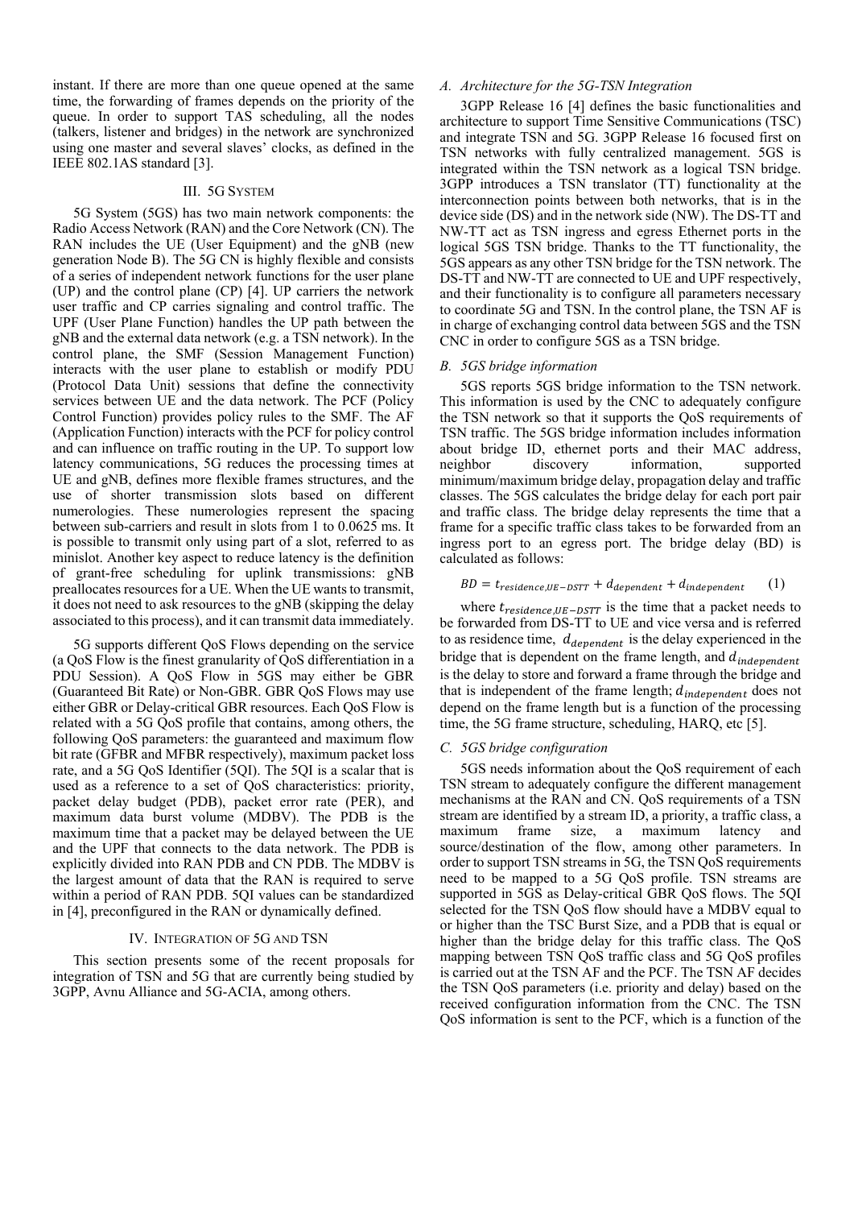instant. If there are more than one queue opened at the same time, the forwarding of frames depends on the priority of the queue. In order to support TAS scheduling, all the nodes (talkers, listener and bridges) in the network are synchronized using one master and several slaves' clocks, as defined in the IEEE 802.1AS standard [3].

## III. 5G System

5G System (5GS) has two main network components: the Radio Access Network (RAN) and the Core Network (CN). The RAN includes the UE (User Equipment) and the gNB (new generation Node B). The 5G CN is highly flexible and consists of a series of independent network functions for the user plane (UP) and the control plane (CP) [4]. UP carriers the network user traffic and CP carries signaling and control traffic. The UPF (User Plane Function) handles the UP path between the gNB and the external data network (e.g. a TSN network). In the control plane, the SMF (Session Management Function) interacts with the user plane to establish or modify PDU (Protocol Data Unit) sessions that define the connectivity services between UE and the data network. The PCF (Policy Control Function) provides policy rules to the SMF. The AF (Application Function) interacts with the PCF for policy control and can influence on traffic routing in the UP. To support low latency communications, 5G reduces the processing times at UE and gNB, defines more flexible frames structures, and the use of shorter transmission slots based on different numerologies. These numerologies represent the spacing between sub-carriers and result in slots from 1 to 0.0625 ms. It is possible to transmit only using part of a slot, referred to as minislot. Another key aspect to reduce latency is the definition of grant-free scheduling for uplink transmissions: gNB preallocates resources for a UE. When the UE wants to transmit, it does not need to ask resources to the gNB (skipping the delay associated to this process), and it can transmit data immediately.

5G supports different QoS Flows depending on the service (a QoS Flow is the finest granularity of QoS differentiation in a PDU Session). A QoS Flow in 5GS may either be GBR (Guaranteed Bit Rate) or Non-GBR. GBR QoS Flows may use either GBR or Delay-critical GBR resources. Each QoS Flow is related with a 5G QoS profile that contains, among others, the following QoS parameters: the guaranteed and maximum flow bit rate (GFBR and MFBR respectively), maximum packet loss rate, and a 5G QoS Identifier (5QI). The 5QI is a scalar that is used as a reference to a set of QoS characteristics: priority, packet delay budget (PDB), packet error rate (PER), and maximum data burst volume (MDBV). The PDB is the maximum time that a packet may be delayed between the UE and the UPF that connects to the data network. The PDB is explicitly divided into RAN PDB and CN PDB. The MDBV is the largest amount of data that the RAN is required to serve within a period of RAN PDB. 5QI values can be standardized in [4], preconfigured in the RAN or dynamically defined.

## IV. Integration of 5G and TSN

This section presents some of the recent proposals for integration of TSN and 5G that are currently being studied by 3GPP, Avnu Alliance and 5G-ACIA, among others.

### A. Architecture for the 5G-TSN Integration

3GPP Release 16 [4] defines the basic functionalities and architecture to support Time Sensitive Communications (TSC) and integrate TSN and 5G. 3GPP Release 16 focused first on TSN networks with fully centralized management. 5GS is integrated within the TSN network as a logical TSN bridge. 3GPP introduces a TSN translator (TT) functionality at the interconnection points between both networks, that is in the device side (DS) and in the network side (NW). The DS-TT and NW-TT act as TSN ingress and egress Ethernet ports in the logical 5GS TSN bridge. Thanks to the TT functionality, the 5GS appears as any other TSN bridge for the TSN network. The DS-TT and NW-TT are connected to UE and UPF respectively, and their functionality is to configure all parameters necessary to coordinate 5G and TSN. In the control plane, the TSN AF is in charge of exchanging control data between 5GS and the TSN CNC in order to configure 5GS as a TSN bridge.

### B. 5GS bridge information

5GS reports 5GS bridge information to the TSN network. This information is used by the CNC to adequately configure the TSN network so that it supports the QoS requirements of TSN traffic. The 5GS bridge information includes information about bridge ID, ethernet ports and their MAC address, neighbor discovery information, supported minimum/maximum bridge delay, propagation delay and traffic classes. The 5GS calculates the bridge delay for each port pair and traffic class. The bridge delay represents the time that a frame for a specific traffic class takes to be forwarded from an ingress port to an egress port. The bridge delay (BD) is calculated as follows:

$$BD = t_{residence,UE-DSTT} + d_{dependent} + d_{independent} \qquad (1)$$

where $t_{residence,UE-DSTT}$ is the time that a packet needs to be forwarded from DS-TT to UE and vice versa and is referred to as residence time, $d_{dependent}$ is the delay experienced in the bridge that is dependent on the frame length, and $d_{independent}$ is the delay to store and forward a frame through the bridge and that is independent of the frame length; $d_{independent}$ does not depend on the frame length but is a function of the processing time, the 5G frame structure, scheduling, HARQ, etc [5].

### C. 5GS bridge configuration

5GS needs information about the QoS requirement of each TSN stream to adequately configure the different management mechanisms at the RAN and CN. QoS requirements of a TSN stream are identified by a stream ID, a priority, a traffic class, a maximum frame size, a maximum latency and source/destination of the flow, among other parameters. In order to support TSN streams in 5G, the TSN QoS requirements need to be mapped to a 5G QoS profile. TSN streams are supported in 5GS as Delay-critical GBR QoS flows. The 5QI selected for the TSN QoS flow should have a MDBV equal to or higher than the TSC Burst Size, and a PDB that is equal or higher than the bridge delay for this traffic class. The QoS mapping between TSN QoS traffic class and 5G QoS profiles is carried out at the TSN AF and the PCF. The TSN AF decides the TSN QoS parameters (i.e. priority and delay) based on the received configuration information from the CNC. The TSN QoS information is sent to the PCF, which is a function of the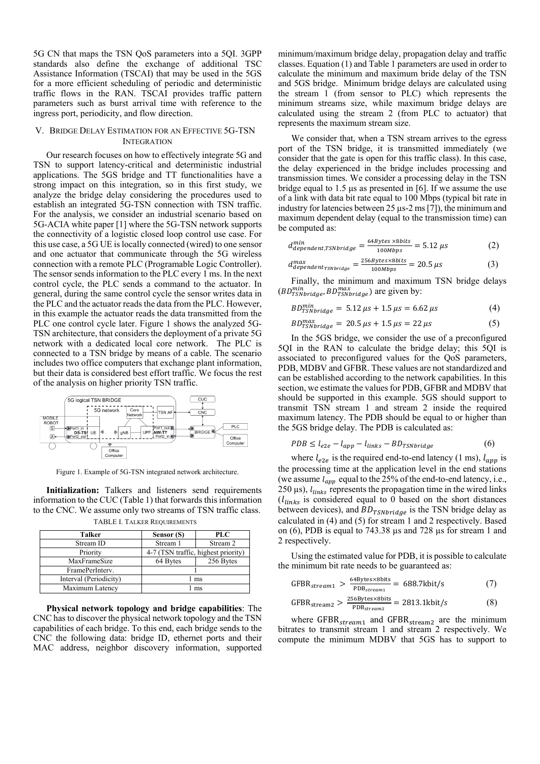5G CN that maps the TSN QoS parameters into a 5QI. 3GPP standards also define the exchange of additional TSC Assistance Information (TSCAI) that may be used in the 5GS for a more efficient scheduling of periodic and deterministic traffic flows in the RAN. TSCAI provides traffic pattern parameters such as burst arrival time with reference to the ingress port, periodicity, and flow direction.

## V. Bridge Delay Estimation for an Effective 5G-TSN Integration

Our research focuses on how to effectively integrate 5G and TSN to support latency-critical and deterministic industrial applications. The 5GS bridge and TT functionalities have a strong impact on this integration, so in this first study, we analyze the bridge delay considering the procedures used to establish an integrated 5G-TSN connection with TSN traffic. For the analysis, we consider an industrial scenario based on 5G-ACIA white paper [1] where the 5G-TSN network supports the connectivity of a logistic closed loop control use case. For this use case, a 5G UE is locally connected (wired) to one sensor and one actuator that communicate through the 5G wireless connection with a remote PLC (Programable Logic Controller). The sensor sends information to the PLC every 1 ms. In the next control cycle, the PLC sends a command to the actuator. In general, during the same control cycle the sensor writes data in the PLC and the actuator reads the data from the PLC. However, in this example the actuator reads the data transmitted from the PLC one control cycle later. Figure 1 shows the analyzed 5G-TSN architecture, that considers the deployment of a private 5G network with a dedicated local core network. The PLC is connected to a TSN bridge by means of a cable. The scenario includes two office computers that exchange plant information, but their data is considered best effort traffic. We focus the rest of the analysis on higher priority TSN traffic.

Figure 1. Example of 5G-TSN integrated network architecture.

**Initialization:** Talkers and listeners send requirements information to the CUC (Table 1) that forwards this information to the CNC. We assume only two streams of TSN traffic class.

TABLE I. Talker Requirements

| Talker | Sensor (S) | PLC |
|---|---|---|
| Stream ID | Stream 1 | Stream 2 |
| Priority | 4-7 (TSN traffic, highest priority) | |
| MaxFrameSize | 64 Bytes | 256 Bytes |
| FramePerInterv. | 1 | |
| Interval (Periodicity) | 1 ms | |
| Maximum Latency | 1 ms | |

**Physical network topology and bridge capabilities**: The CNC has to discover the physical network topology and the TSN capabilities of each bridge. To this end, each bridge sends to the CNC the following data: bridge ID, ethernet ports and their MAC address, neighbor discovery information, supported minimum/maximum bridge delay, propagation delay and traffic classes. Equation (1) and Table 1 parameters are used in order to calculate the minimum and maximum bride delay of the TSN and 5GS bridge. Minimum bridge delays are calculated using the stream 1 (from sensor to PLC) which represents the minimum streams size, while maximum bridge delays are calculated using the stream 2 (from PLC to actuator) that represents the maximum stream size.

We consider that, when a TSN stream arrives to the egress port of the TSN bridge, it is transmitted immediately (we consider that the gate is open for this traffic class). In this case, the delay experienced in the bridge includes processing and transmission times. We consider a processing delay in the TSN bridge equal to 1.5 µs as presented in [6]. If we assume the use of a link with data bit rate equal to 100 Mbps (typical bit rate in industry for latencies between 25 µs-2 ms [7]), the minimum and maximum dependent delay (equal to the transmission time) can be computed as:

$$d_{dependent,TSNbridge}^{min} = \frac{64Bytes \times 8bits}{100Mbps} = 5.12\ \mu s \tag{2}$$

$$d_{dependent_{TSNbridge}}^{max} = \frac{256Bytes \times 8bits}{100Mbps} = 20.5\ \mu s \tag{3}$$

Finally, the minimum and maximum TSN bridge delays ($BD_{TSNbridge}^{min}$, $BD_{TSNbridge}^{max}$) are given by:

$$BD_{TSNbridge}^{min} = 5.12\ \mu s + 1.5\ \mu s = 6.62\ \mu s \tag{4}$$

$$BD_{TSNbridge}^{max} = 20.5\ \mu s + 1.5\ \mu s = 22\ \mu s \tag{5}$$

In the 5GS bridge, we consider the use of a preconfigured 5QI in the RAN to calculate the bridge delay; this 5QI is associated to preconfigured values for the QoS parameters, PDB, MDBV and GFBR. These values are not standardized and can be established according to the network capabilities. In this section, we estimate the values for PDB, GFBR and MDBV that should be supported in this example. 5GS should support to transmit TSN stream 1 and stream 2 inside the required maximum latency. The PDB should be equal to or higher than the 5GS bridge delay. The PDB is calculated as:

$$PDB \leq l_{e2e} - l_{app} - l_{links} - BD_{TSNbridge} \tag{6}$$

where $l_{e2e}$ is the required end-to-end latency (1 ms), $l_{app}$ is the processing time at the application level in the end stations (we assume $l_{app}$ equal to the 25% of the end-to-end latency, i.e., 250 µs), $l_{links}$ represents the propagation time in the wired links ($l_{links}$ is considered equal to 0 based on the short distances between devices), and $BD_{TSNbridge}$ is the TSN bridge delay as calculated in (4) and (5) for stream 1 and 2 respectively. Based on (6), PDB is equal to 743.38 µs and 728 µs for stream 1 and 2 respectively.

Using the estimated value for PDB, it is possible to calculate the minimum bit rate needs to be guaranteed as:

$$\text{GFBR}_{stream1} > \frac{64\text{Bytes}\times 8\text{bits}}{\text{PDB}_{stream1}} = 688.7\text{kbit/s} \tag{7}$$

$$\text{GFBR}_{\text{stream2}} > \frac{256\text{Bytes}\times 8\text{bits}}{\text{PDB}_{stream2}} = 2813.1\text{kbit/}s \tag{8}$$

where $\text{GFBR}_{stream1}$ and $\text{GFBR}_{\text{stream2}}$ are the minimum bitrates to transmit stream 1 and stream 2 respectively. We compute the minimum MDBV that 5GS has to support to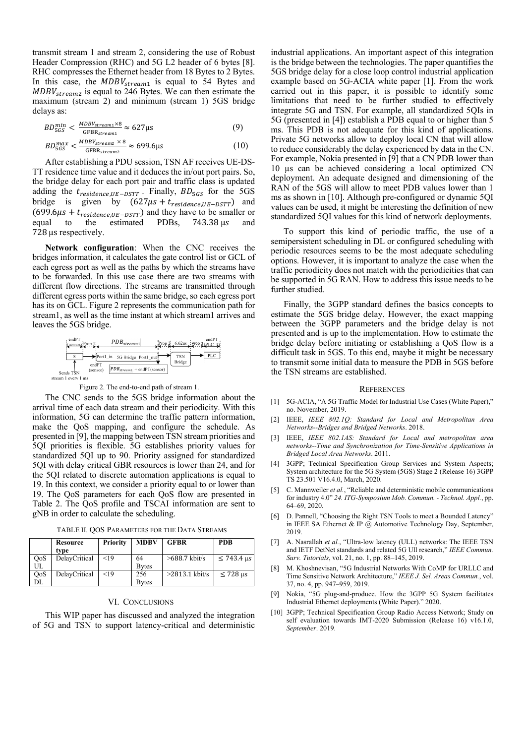transmit stream 1 and stream 2, considering the use of Robust Header Compression (RHC) and 5G L2 header of 6 bytes [8]. RHC compresses the Ethernet header from 18 Bytes to 2 Bytes. In this case, the $MDBV_{stream1}$ is equal to 54 Bytes and $MDBV_{stream2}$ is equal to 246 Bytes. We can then estimate the maximum (stream 2) and minimum (stream 1) 5GS bridge delays as:

$$BD_{5GS}^{min} < \frac{MDBV_{stream1} \times 8}{\mathrm{GFBR}_{stream1}} \approx 627\mu\mathrm{s} \tag{9}$$

$$BD_{5GS}^{max} < \frac{MDBV_{stream2} \times 8}{\mathrm{GFBR}_{stream2}} \approx 699.6\mu s \tag{10}$$

After establishing a PDU session, TSN AF receives UE-DS-TT residence time value and it deduces the in/out port pairs. So, the bridge delay for each port pair and traffic class is updated adding the $t_{residence,UE-DSTT}$. Finally, $BD_{5GS}$ for the 5GS bridge is given by $(627\mu s + t_{residence,UE-DSTT})$ and $(699.6\mu s + t_{residence,UE-DSTT})$ and they have to be smaller or equal to the estimated PDBs, $743.38\ \mu s$ and $728\ \mu$s respectively.

**Network configuration**: When the CNC receives the bridges information, it calculates the gate control list or GCL of each egress port as well as the paths by which the streams have to be forwarded. In this use case there are two streams with different flow directions. The streams are transmitted through different egress ports within the same bridge, so each egress port has its on GCL. Figure 2 represents the communication path for stream1, as well as the time instant at which stream1 arrives and leaves the 5GS bridge.

endPT (sensor)
Prop 1
$PDB_{stream1}$
Prop 2
6.62us
Prop 3
endPT PLC
S
Port1_in
5G Bridge
Port1_out
TSN Bridge
PLC
endPT (sensor)
$PDB_{stream1}$ + endPT(sensor)
Sends TSN stream 1 every 1 ms

Figure 2. The end-to-end path of stream 1.

The CNC sends to the 5GS bridge information about the arrival time of each data stream and their periodicity. With this information, 5G can determine the traffic pattern information, make the QoS mapping, and configure the schedule. As presented in [9], the mapping between TSN stream priorities and 5QI priorities is flexible. 5G establishes priority values for standardized 5QI up to 90. Priority assigned for standardized 5QI with delay critical GBR resources is lower than 24, and for the 5QI related to discrete automation applications is equal to 19. In this context, we consider a priority equal to or lower than 19. The QoS parameters for each QoS flow are presented in Table 2. The QoS profile and TSCAI information are sent to gNB in order to calculate the scheduling.

TABLE II. QOS PARAMETERS FOR THE DATA STREAMS

| | Resource type | Priority | MDBV | GFBR | PDB |
|---|---|---|---|---|---|
| QoS UL | DelayCritical | <19 | 64 Bytes | >688.7 kbit/s | $\leq 743.4\ \mu s$ |
| QoS DL | DelayCritical | <19 | 256 Bytes | >2813.1 kbit/s | $\leq 728\ \mu$s |

## VI. CONCLUSIONS

This WIP paper has discussed and analyzed the integration of 5G and TSN to support latency-critical and deterministic industrial applications. An important aspect of this integration is the bridge between the technologies. The paper quantifies the 5GS bridge delay for a close loop control industrial application example based on 5G-ACIA white paper [1]. From the work carried out in this paper, it is possible to identify some limitations that need to be further studied to effectively integrate 5G and TSN. For example, all standardized 5QIs in 5G (presented in [4]) establish a PDB equal to or higher than 5 ms. This PDB is not adequate for this kind of applications. Private 5G networks allow to deploy local CN that will allow to reduce considerably the delay experienced by data in the CN. For example, Nokia presented in [9] that a CN PDB lower than 10 µs can be achieved considering a local optimized CN deployment. An adequate designed and dimensioning of the RAN of the 5GS will allow to meet PDB values lower than 1 ms as shown in [10]. Although pre-configured or dynamic 5QI values can be used, it might be interesting the definition of new standardized 5QI values for this kind of network deployments.

To support this kind of periodic traffic, the use of a semipersistent scheduling in DL or configured scheduling with periodic resources seems to be the most adequate scheduling options. However, it is important to analyze the case when the traffic periodicity does not match with the periodicities that can be supported in 5G RAN. How to address this issue needs to be further studied.

Finally, the 3GPP standard defines the basics concepts to estimate the 5GS bridge delay. However, the exact mapping between the 3GPP parameters and the bridge delay is not presented and is up to the implementation. How to estimate the bridge delay before initiating or establishing a QoS flow is a difficult task in 5GS. To this end, maybe it might be necessary to transmit some initial data to measure the PDB in 5GS before the TSN streams are established.

## REFERENCES

[1] 5G-ACIA, "A 5G Traffic Model for Industrial Use Cases (White Paper)," no. November, 2019.

[2] IEEE, *IEEE 802.1Q: Standard for Local and Metropolitan Area Networks--Bridges and Bridged Networks*. 2018.

[3] IEEE, *IEEE 802.1AS: Standard for Local and metropolitan area networks--Time and Synchronization for Time-Sensitive Applications in Bridged Local Area Networks*. 2011.

[4] 3GPP; Technical Specification Group Services and System Aspects; System architecture for the 5G System (5GS) Stage 2 (Release 16) 3GPP TS 23.501 V16.4.0, March, 2020.

[5] C. Mannweiler *et al.*, "Reliable and deterministic mobile communications for industry 4.0" *24. ITG-Symposium Mob. Commun. - Technol. Appl.*, pp. 64–69, 2020.

[6] D. Pannell, "Choosing the Right TSN Tools to meet a Bounded Latency" in IEEE SA Ethernet & IP @ Automotive Technology Day, September, 2019.

[7] A. Nasrallah *et al.*, "Ultra-low latency (ULL) networks: The IEEE TSN and IETF DetNet standards and related 5G Ull research," *IEEE Commun. Surv. Tutorials*, vol. 21, no. 1, pp. 88–145, 2019.

[8] M. Khoshnevisan, "5G Industrial Networks With CoMP for URLLC and Time Sensitive Network Architecture," *IEEE J. Sel. Areas Commun.*, vol. 37, no. 4, pp. 947–959, 2019.

[9] Nokia, "5G plug-and-produce. How the 3GPP 5G System facilitates Industrial Ethernet deployments (White Paper)." 2020.

[10] 3GPP; Technical Specification Group Radio Access Network; Study on self evaluation towards IMT-2020 Submission (Release 16) v16.1.0, *September*. 2019.